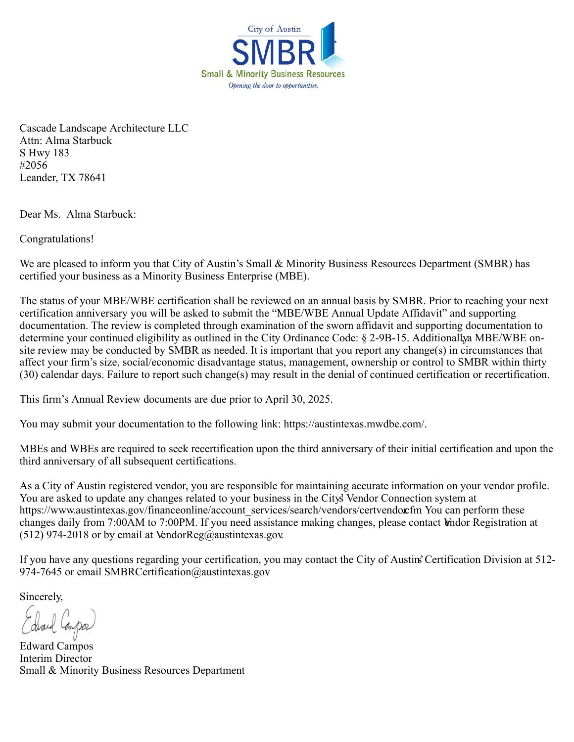City of Austin
SMBR
Small & Minority Business Resources
*Opening the door to opportunities.*

Cascade Landscape Architecture LLC
Attn: Alma Starbuck
S Hwy 183
#2056
Leander, TX 78641

Dear Ms. Alma Starbuck:

Congratulations!

We are pleased to inform you that City of Austin's Small & Minority Business Resources Department (SMBR) has certified your business as a Minority Business Enterprise (MBE).

The status of your MBE/WBE certification shall be reviewed on an annual basis by SMBR. Prior to reaching your next certification anniversary you will be asked to submit the "MBE/WBE Annual Update Affidavit" and supporting documentation. The review is completed through examination of the sworn affidavit and supporting documentation to determine your continued eligibility as outlined in the City Ordinance Code: § 2-9B-15. Additionally, a MBE/WBE on-site review may be conducted by SMBR as needed. It is important that you report any change(s) in circumstances that affect your firm's size, social/economic disadvantage status, management, ownership or control to SMBR within thirty (30) calendar days. Failure to report such change(s) may result in the denial of continued certification or recertification.

This firm's Annual Review documents are due prior to April 30, 2025.

You may submit your documentation to the following link: https://austintexas.mwdbe.com/.

MBEs and WBEs are required to seek recertification upon the third anniversary of their initial certification and upon the third anniversary of all subsequent certifications.

As a City of Austin registered vendor, you are responsible for maintaining accurate information on your vendor profile. You are asked to update any changes related to your business in the City's Vendor Connection system at https://www.austintexas.gov/financeonline/account_services/search/vendors/certvendor.cfm You can perform these changes daily from 7:00AM to 7:00PM. If you need assistance making changes, please contact Vendor Registration at (512) 974-2018 or by email at VendorReg@austintexas.gov.

If you have any questions regarding your certification, you may contact the City of Austin's Certification Division at 512-974-7645 or email SMBRCertification@austintexas.gov

Sincerely,

Edward Campos
Interim Director
Small & Minority Business Resources Department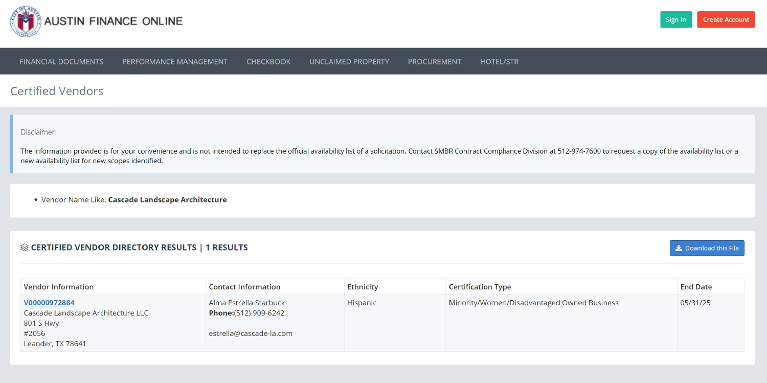AUSTIN FINANCE ONLINE

Sign In Create Account

FINANCIAL DOCUMENTS PERFORMANCE MANAGEMENT CHECKBOOK UNCLAIMED PROPERTY PROCUREMENT HOTEL/STR

# Certified Vendors

Disclaimer:

The information provided is for your convenience and is not intended to replace the official availability list of a solicitation. Contact SMBR Contract Compliance Division at 512-974-7600 to request a copy of the availability list or a new availability list for new scopes identified.

- Vendor Name Like: **Cascade Landscape Architecture**

## CERTIFIED VENDOR DIRECTORY RESULTS | 1 RESULTS

Download this File

| Vendor Information | Contact Information | Ethnicity | Certification Type | End Date |
|---|---|---|---|---|
| V00000972884<br>Cascade Landscape Architecture LLC<br>801 S Hwy<br>#2056<br>Leander, TX 78641 | Alma Estrella Starbuck<br>**Phone:**(512) 909-6242<br><br>estrella@cascade-la.com | Hispanic | Minority/Women/Disadvantaged Owned Business | 05/31/25 |